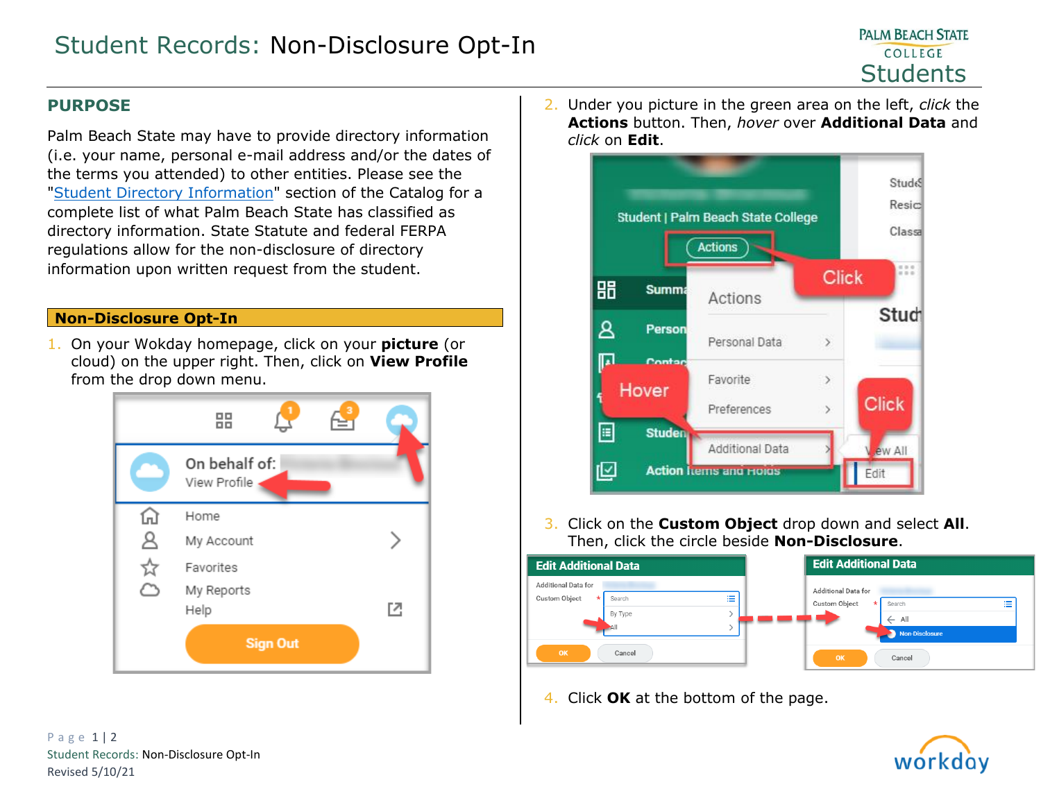# Student Records: Non-Disclosure Opt-In

## PURPOSE

Palm Beach State may have to provide directory information (i.e. your name, personal e-mail address and/or the dates of the terms you attended) to other entities. Please see the "Student Directory Information" section of the Catalog for a complete list of what Palm Beach State has classified as directory information. State Statute and federal FERPA regulations allow for the non-disclosure of directory information upon written request from the student.

## Non-Disclosure Opt-In

1. On your Wokday homepage, click on your **picture** (or cloud) on the upper right. Then, click on **View Profile** from the drop down menu.

2. Under you picture in the green area on the left, *click* the **Actions** button. Then, *hover* over **Additional Data** and *click* on **Edit**.

3. Click on the **Custom Object** drop down and select **All**. Then, click the circle beside **Non-Disclosure**.

4. Click **OK** at the bottom of the page.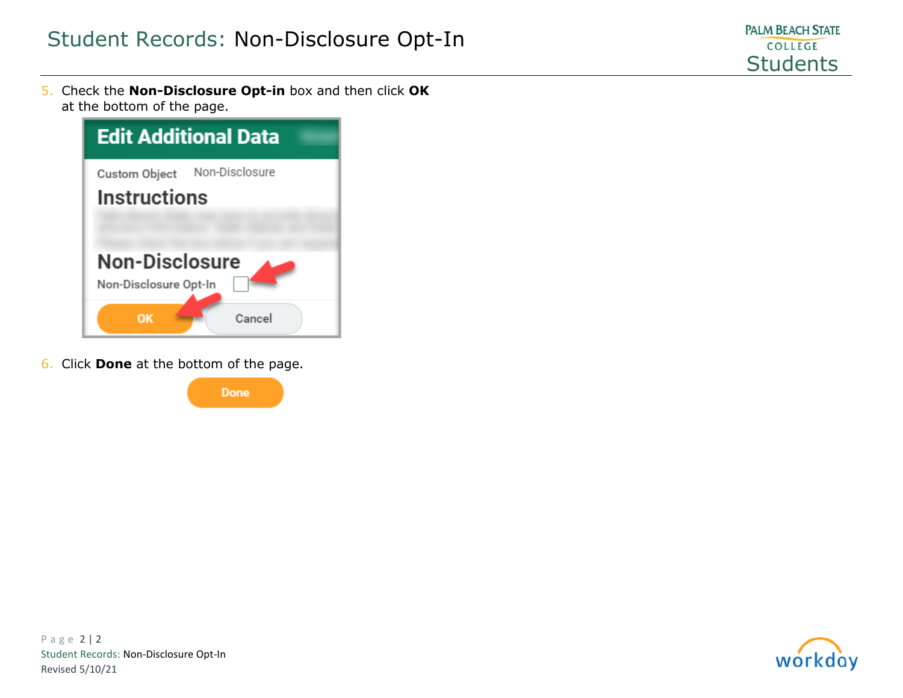5. Check the **Non-Disclosure Opt-in** box and then click **OK** at the bottom of the page.

6. Click **Done** at the bottom of the page.